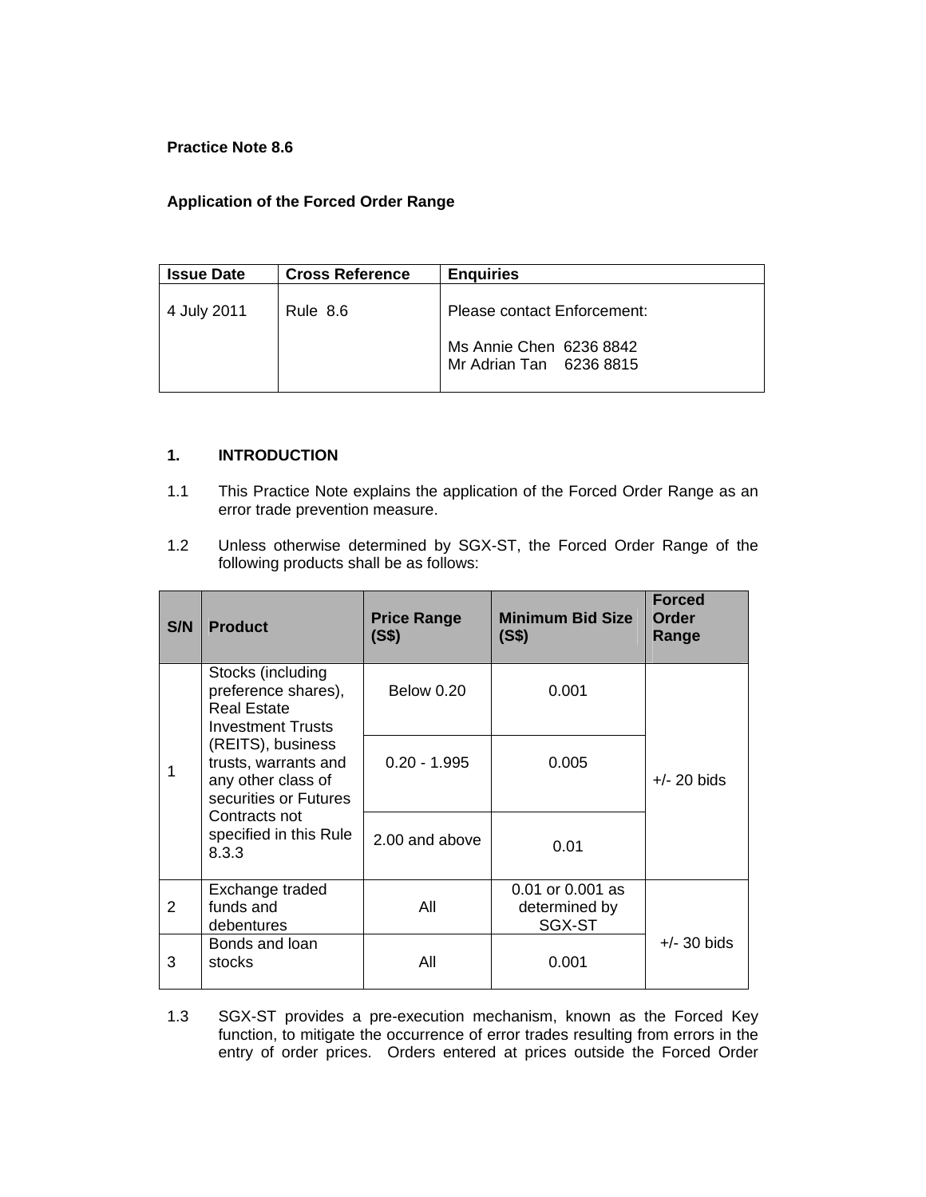**Practice Note 8.6**

**Application of the Forced Order Range**

| **Issue Date** | **Cross Reference** | **Enquiries** |
|---|---|---|
| 4 July 2011 | Rule 8.6 | Please contact Enforcement:<br><br>Ms Annie Chen 6236 8842<br>Mr Adrian Tan 6236 8815 |

## 1. INTRODUCTION

1.1 This Practice Note explains the application of the Forced Order Range as an error trade prevention measure.

1.2 Unless otherwise determined by SGX-ST, the Forced Order Range of the following products shall be as follows:

| S/N | Product | Price Range (S$) | Minimum Bid Size (S$) | Forced Order Range |
|---|---|---|---|---|
| 1 | Stocks (including preference shares), Real Estate Investment Trusts (REITS), business trusts, warrants and any other class of securities or Futures Contracts not specified in this Rule 8.3.3 | Below 0.20 | 0.001 | +/- 20 bids |
| | | 0.20 - 1.995 | 0.005 | |
| | | 2.00 and above | 0.01 | |
| 2 | Exchange traded funds and debentures | All | 0.01 or 0.001 as determined by SGX-ST | +/- 30 bids |
| 3 | Bonds and loan stocks | All | 0.001 | |

1.3 SGX-ST provides a pre-execution mechanism, known as the Forced Key function, to mitigate the occurrence of error trades resulting from errors in the entry of order prices. Orders entered at prices outside the Forced Order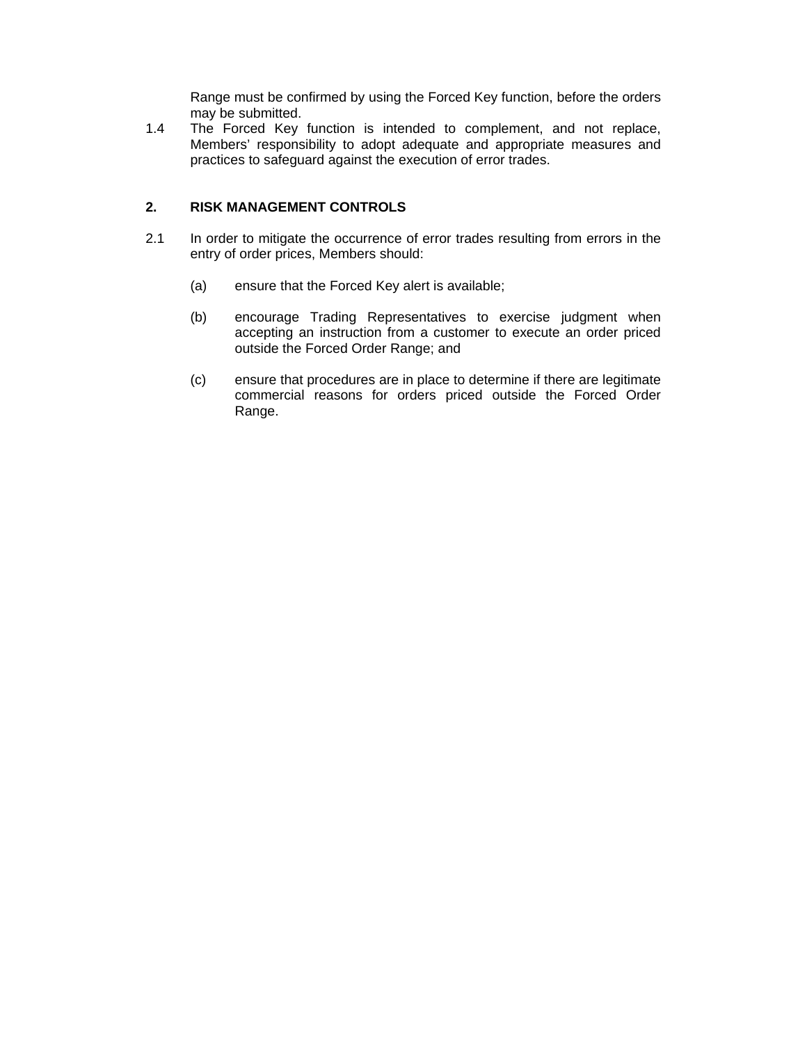Range must be confirmed by using the Forced Key function, before the orders may be submitted.

1.4 The Forced Key function is intended to complement, and not replace, Members' responsibility to adopt adequate and appropriate measures and practices to safeguard against the execution of error trades.

## 2. RISK MANAGEMENT CONTROLS

2.1 In order to mitigate the occurrence of error trades resulting from errors in the entry of order prices, Members should:

(a) ensure that the Forced Key alert is available;

(b) encourage Trading Representatives to exercise judgment when accepting an instruction from a customer to execute an order priced outside the Forced Order Range; and

(c) ensure that procedures are in place to determine if there are legitimate commercial reasons for orders priced outside the Forced Order Range.